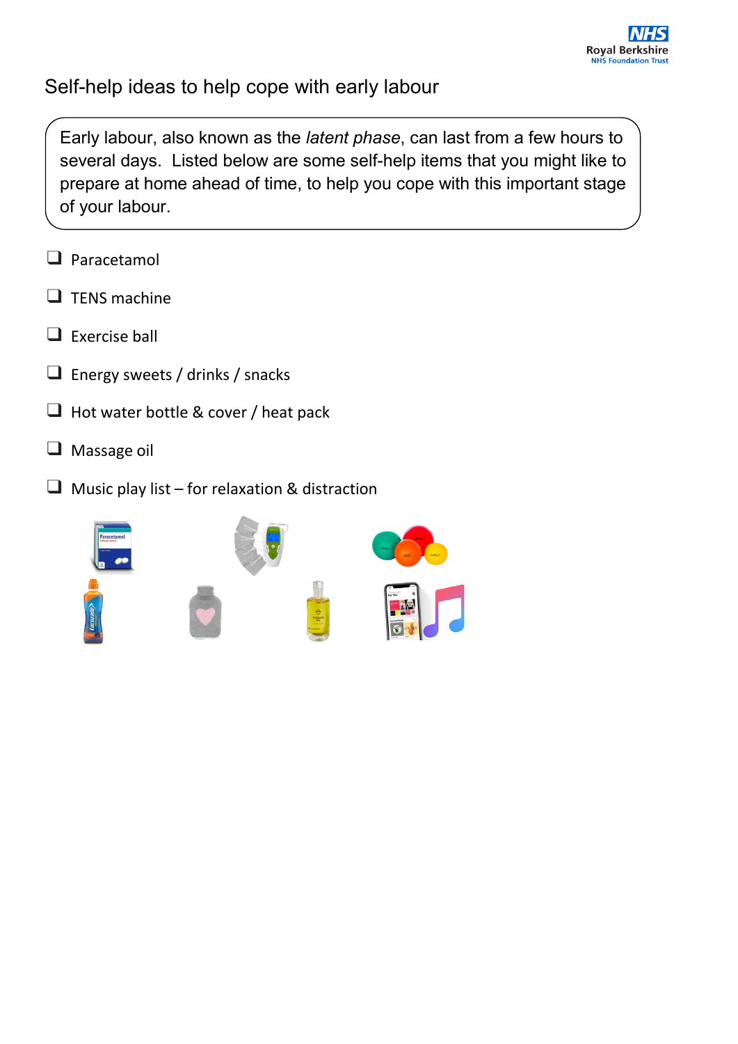# Self-help ideas to help cope with early labour

Early labour, also known as the *latent phase*, can last from a few hours to several days. Listed below are some self-help items that you might like to prepare at home ahead of time, to help you cope with this important stage of your labour.

- [ ] Paracetamol
- [ ] TENS machine
- [ ] Exercise ball
- [ ] Energy sweets / drinks / snacks
- [ ] Hot water bottle & cover / heat pack
- [ ] Massage oil
- [ ] Music play list – for relaxation & distraction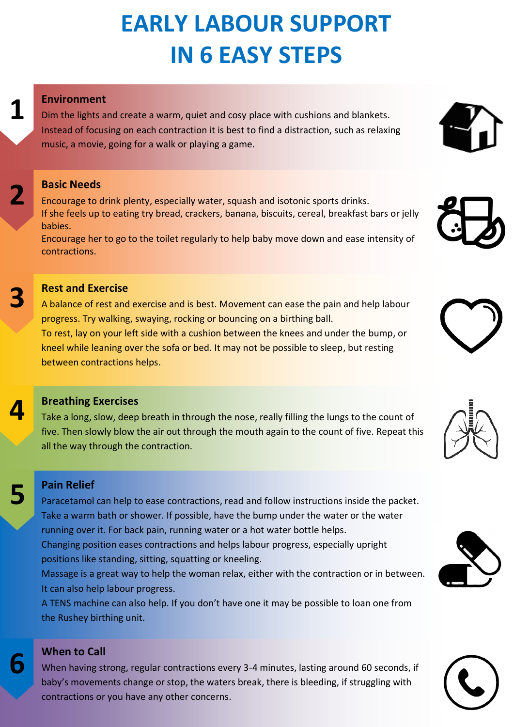# EARLY LABOUR SUPPORT IN 6 EASY STEPS

## 1 Environment

Dim the lights and create a warm, quiet and cosy place with cushions and blankets. Instead of focusing on each contraction it is best to find a distraction, such as relaxing music, a movie, going for a walk or playing a game.

## 2 Basic Needs

Encourage to drink plenty, especially water, squash and isotonic sports drinks.
If she feels up to eating try bread, crackers, banana, biscuits, cereal, breakfast bars or jelly babies.
Encourage her to go to the toilet regularly to help baby move down and ease intensity of contractions.

## 3 Rest and Exercise

A balance of rest and exercise and is best. Movement can ease the pain and help labour progress. Try walking, swaying, rocking or bouncing on a birthing ball.
To rest, lay on your left side with a cushion between the knees and under the bump, or kneel while leaning over the sofa or bed. It may not be possible to sleep, but resting between contractions helps.

## 4 Breathing Exercises

Take a long, slow, deep breath in through the nose, really filling the lungs to the count of five. Then slowly blow the air out through the mouth again to the count of five. Repeat this all the way through the contraction.

## 5 Pain Relief

Paracetamol can help to ease contractions, read and follow instructions inside the packet.
Take a warm bath or shower. If possible, have the bump under the water or the water running over it. For back pain, running water or a hot water bottle helps.
Changing position eases contractions and helps labour progress, especially upright positions like standing, sitting, squatting or kneeling.
Massage is a great way to help the woman relax, either with the contraction or in between. It can also help labour progress.
A TENS machine can also help. If you don't have one it may be possible to loan one from the Rushey birthing unit.

## 6 When to Call

When having strong, regular contractions every 3-4 minutes, lasting around 60 seconds, if baby's movements change or stop, the waters break, there is bleeding, if struggling with contractions or you have any other concerns.